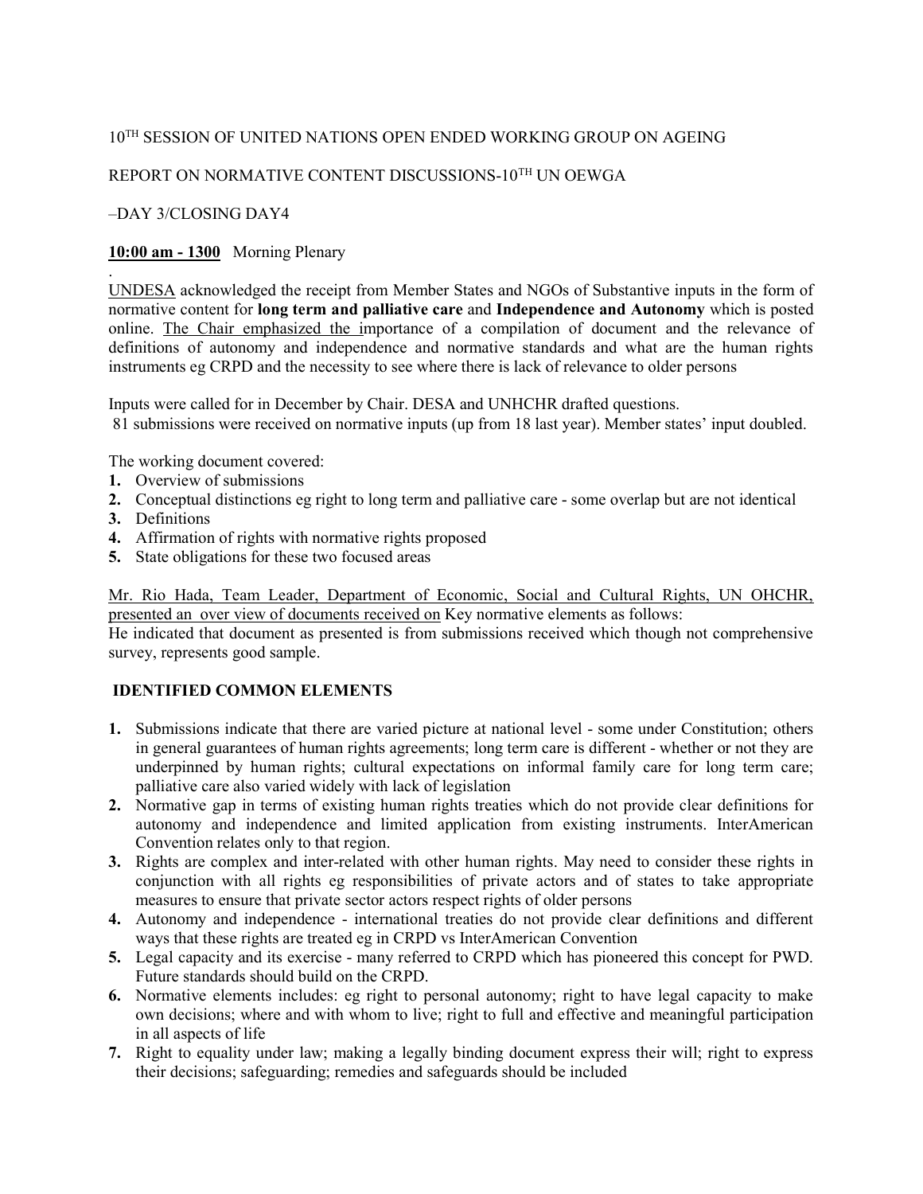10[TH] SESSION OF UNITED NATIONS OPEN ENDED WORKING GROUP ON AGEING

REPORT ON NORMATIVE CONTENT DISCUSSIONS-10[TH] UN OEWGA

–DAY 3/CLOSING DAY4

**10:00 am - 1300** Morning Plenary

.
UNDESA acknowledged the receipt from Member States and NGOs of Substantive inputs in the form of normative content for **long term and palliative care** and **Independence and Autonomy** which is posted online. The Chair emphasized the importance of a compilation of document and the relevance of definitions of autonomy and independence and normative standards and what are the human rights instruments eg CRPD and the necessity to see where there is lack of relevance to older persons

Inputs were called for in December by Chair. DESA and UNHCHR drafted questions.
81 submissions were received on normative inputs (up from 18 last year). Member states' input doubled.

The working document covered:

1. Overview of submissions
2. Conceptual distinctions eg right to long term and palliative care - some overlap but are not identical
3. Definitions
4. Affirmation of rights with normative rights proposed
5. State obligations for these two focused areas

Mr. Rio Hada, Team Leader, Department of Economic, Social and Cultural Rights, UN OHCHR, presented an over view of documents received on Key normative elements as follows:
He indicated that document as presented is from submissions received which though not comprehensive survey, represents good sample.

**IDENTIFIED COMMON ELEMENTS**

1. Submissions indicate that there are varied picture at national level - some under Constitution; others in general guarantees of human rights agreements; long term care is different - whether or not they are underpinned by human rights; cultural expectations on informal family care for long term care; palliative care also varied widely with lack of legislation
2. Normative gap in terms of existing human rights treaties which do not provide clear definitions for autonomy and independence and limited application from existing instruments. InterAmerican Convention relates only to that region.
3. Rights are complex and inter-related with other human rights. May need to consider these rights in conjunction with all rights eg responsibilities of private actors and of states to take appropriate measures to ensure that private sector actors respect rights of older persons
4. Autonomy and independence - international treaties do not provide clear definitions and different ways that these rights are treated eg in CRPD vs InterAmerican Convention
5. Legal capacity and its exercise - many referred to CRPD which has pioneered this concept for PWD. Future standards should build on the CRPD.
6. Normative elements includes: eg right to personal autonomy; right to have legal capacity to make own decisions; where and with whom to live; right to full and effective and meaningful participation in all aspects of life
7. Right to equality under law; making a legally binding document express their will; right to express their decisions; safeguarding; remedies and safeguards should be included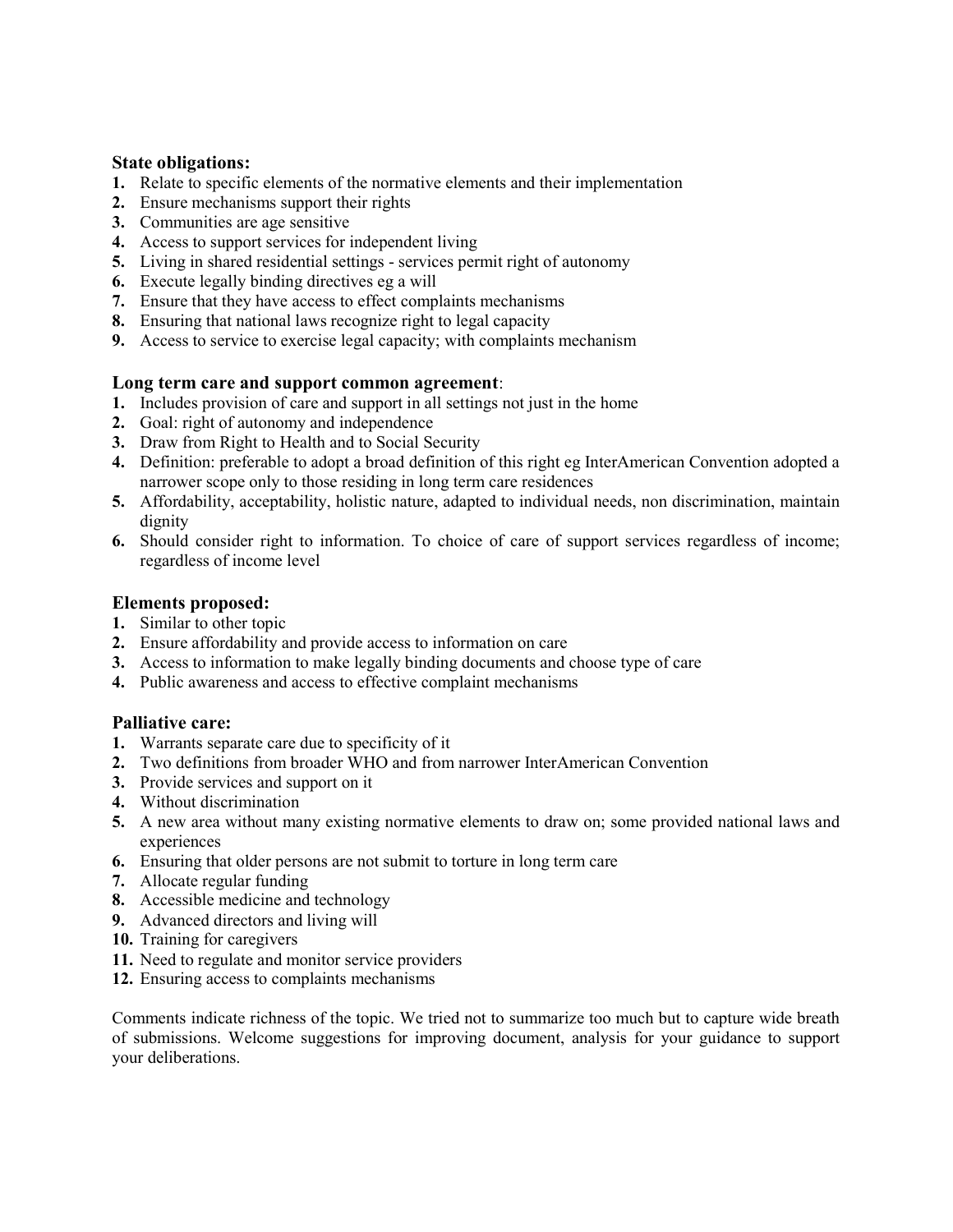**State obligations:**

1. Relate to specific elements of the normative elements and their implementation
2. Ensure mechanisms support their rights
3. Communities are age sensitive
4. Access to support services for independent living
5. Living in shared residential settings - services permit right of autonomy
6. Execute legally binding directives eg a will
7. Ensure that they have access to effect complaints mechanisms
8. Ensuring that national laws recognize right to legal capacity
9. Access to service to exercise legal capacity; with complaints mechanism

**Long term care and support common agreement**:

1. Includes provision of care and support in all settings not just in the home
2. Goal: right of autonomy and independence
3. Draw from Right to Health and to Social Security
4. Definition: preferable to adopt a broad definition of this right eg InterAmerican Convention adopted a narrower scope only to those residing in long term care residences
5. Affordability, acceptability, holistic nature, adapted to individual needs, non discrimination, maintain dignity
6. Should consider right to information. To choice of care of support services regardless of income; regardless of income level

**Elements proposed:**

1. Similar to other topic
2. Ensure affordability and provide access to information on care
3. Access to information to make legally binding documents and choose type of care
4. Public awareness and access to effective complaint mechanisms

**Palliative care:**

1. Warrants separate care due to specificity of it
2. Two definitions from broader WHO and from narrower InterAmerican Convention
3. Provide services and support on it
4. Without discrimination
5. A new area without many existing normative elements to draw on; some provided national laws and experiences
6. Ensuring that older persons are not submit to torture in long term care
7. Allocate regular funding
8. Accessible medicine and technology
9. Advanced directors and living will
10. Training for caregivers
11. Need to regulate and monitor service providers
12. Ensuring access to complaints mechanisms

Comments indicate richness of the topic. We tried not to summarize too much but to capture wide breath of submissions. Welcome suggestions for improving document, analysis for your guidance to support your deliberations.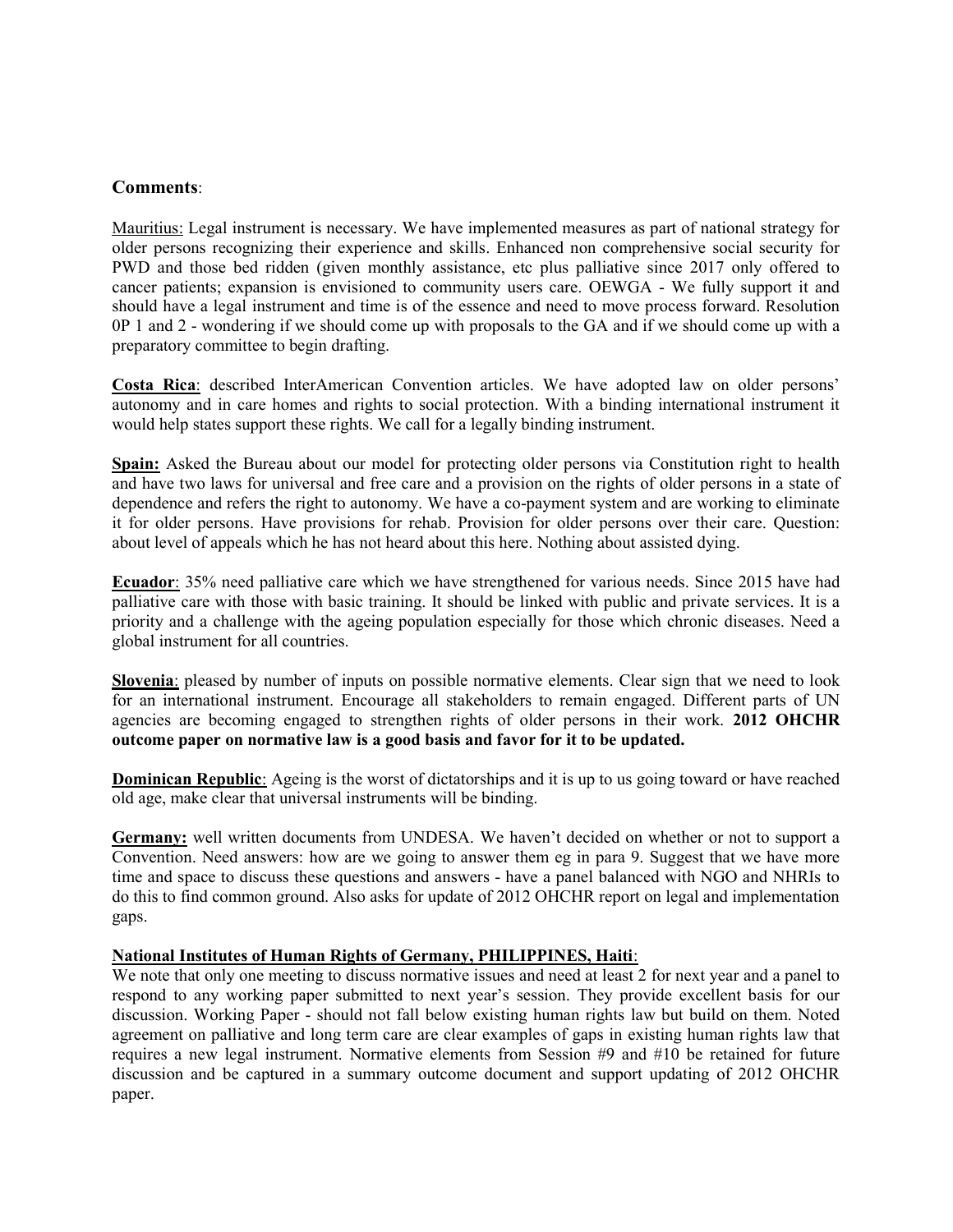**Comments**:

Mauritius: Legal instrument is necessary. We have implemented measures as part of national strategy for older persons recognizing their experience and skills. Enhanced non comprehensive social security for PWD and those bed ridden (given monthly assistance, etc plus palliative since 2017 only offered to cancer patients; expansion is envisioned to community users care. OEWGA - We fully support it and should have a legal instrument and time is of the essence and need to move process forward. Resolution 0P 1 and 2 - wondering if we should come up with proposals to the GA and if we should come up with a preparatory committee to begin drafting.

**Costa Rica**: described InterAmerican Convention articles. We have adopted law on older persons' autonomy and in care homes and rights to social protection. With a binding international instrument it would help states support these rights. We call for a legally binding instrument.

**Spain:** Asked the Bureau about our model for protecting older persons via Constitution right to health and have two laws for universal and free care and a provision on the rights of older persons in a state of dependence and refers the right to autonomy. We have a co-payment system and are working to eliminate it for older persons. Have provisions for rehab. Provision for older persons over their care. Question: about level of appeals which he has not heard about this here. Nothing about assisted dying.

**Ecuador**: 35% need palliative care which we have strengthened for various needs. Since 2015 have had palliative care with those with basic training. It should be linked with public and private services. It is a priority and a challenge with the ageing population especially for those which chronic diseases. Need a global instrument for all countries.

**Slovenia**: pleased by number of inputs on possible normative elements. Clear sign that we need to look for an international instrument. Encourage all stakeholders to remain engaged. Different parts of UN agencies are becoming engaged to strengthen rights of older persons in their work. **2012 OHCHR outcome paper on normative law is a good basis and favor for it to be updated.**

**Dominican Republic**: Ageing is the worst of dictatorships and it is up to us going toward or have reached old age, make clear that universal instruments will be binding.

**Germany:** well written documents from UNDESA. We haven't decided on whether or not to support a Convention. Need answers: how are we going to answer them eg in para 9. Suggest that we have more time and space to discuss these questions and answers - have a panel balanced with NGO and NHRIs to do this to find common ground. Also asks for update of 2012 OHCHR report on legal and implementation gaps.

**National Institutes of Human Rights of Germany, PHILIPPINES, Haiti**:

We note that only one meeting to discuss normative issues and need at least 2 for next year and a panel to respond to any working paper submitted to next year's session. They provide excellent basis for our discussion. Working Paper - should not fall below existing human rights law but build on them. Noted agreement on palliative and long term care are clear examples of gaps in existing human rights law that requires a new legal instrument. Normative elements from Session #9 and #10 be retained for future discussion and be captured in a summary outcome document and support updating of 2012 OHCHR paper.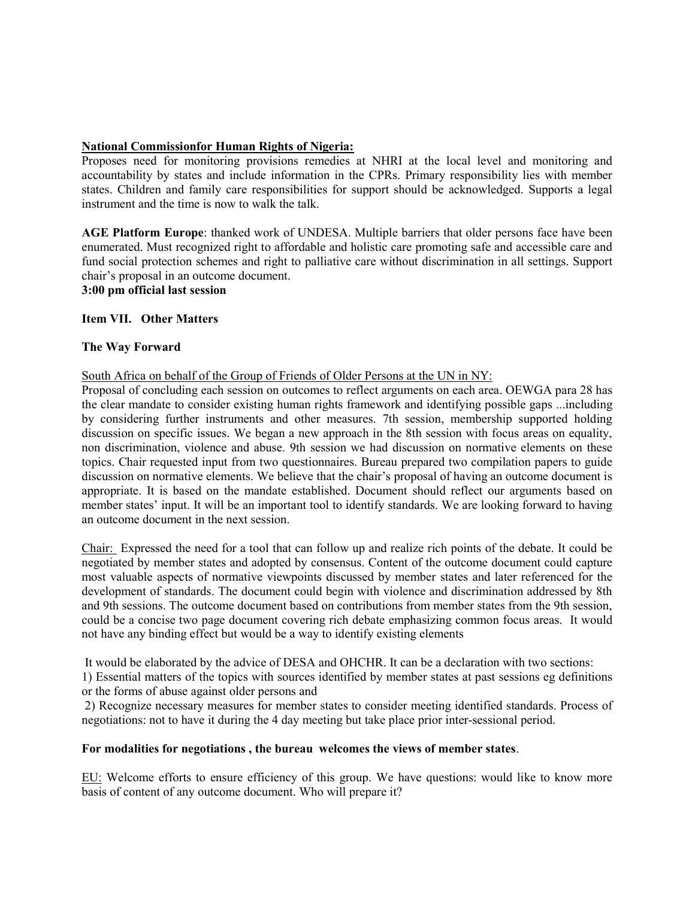**<u>National Commissionfor Human Rights of Nigeria:</u>**
Proposes need for monitoring provisions remedies at NHRI at the local level and monitoring and accountability by states and include information in the CPRs. Primary responsibility lies with member states. Children and family care responsibilities for support should be acknowledged. Supports a legal instrument and the time is now to walk the talk.

**AGE Platform Europe**: thanked work of UNDESA. Multiple barriers that older persons face have been enumerated. Must recognized right to affordable and holistic care promoting safe and accessible care and fund social protection schemes and right to palliative care without discrimination in all settings. Support chair's proposal in an outcome document.
**3:00 pm official last session**

**Item VII. Other Matters**

**The Way Forward**

<u>South Africa on behalf of the Group of Friends of Older Persons at the UN in NY:</u>
Proposal of concluding each session on outcomes to reflect arguments on each area. OEWGA para 28 has the clear mandate to consider existing human rights framework and identifying possible gaps ...including by considering further instruments and other measures. 7th session, membership supported holding discussion on specific issues. We began a new approach in the 8th session with focus areas on equality, non discrimination, violence and abuse. 9th session we had discussion on normative elements on these topics. Chair requested input from two questionnaires. Bureau prepared two compilation papers to guide discussion on normative elements. We believe that the chair's proposal of having an outcome document is appropriate. It is based on the mandate established. Document should reflect our arguments based on member states' input. It will be an important tool to identify standards. We are looking forward to having an outcome document in the next session.

<u>Chair:</u> Expressed the need for a tool that can follow up and realize rich points of the debate. It could be negotiated by member states and adopted by consensus. Content of the outcome document could capture most valuable aspects of normative viewpoints discussed by member states and later referenced for the development of standards. The document could begin with violence and discrimination addressed by 8th and 9th sessions. The outcome document based on contributions from member states from the 9th session, could be a concise two page document covering rich debate emphasizing common focus areas. It would not have any binding effect but would be a way to identify existing elements

It would be elaborated by the advice of DESA and OHCHR. It can be a declaration with two sections:
1) Essential matters of the topics with sources identified by member states at past sessions eg definitions or the forms of abuse against older persons and
2) Recognize necessary measures for member states to consider meeting identified standards. Process of negotiations: not to have it during the 4 day meeting but take place prior inter-sessional period.

**For modalities for negotiations , the bureau welcomes the views of member states**.

<u>EU:</u> Welcome efforts to ensure efficiency of this group. We have questions: would like to know more basis of content of any outcome document. Who will prepare it?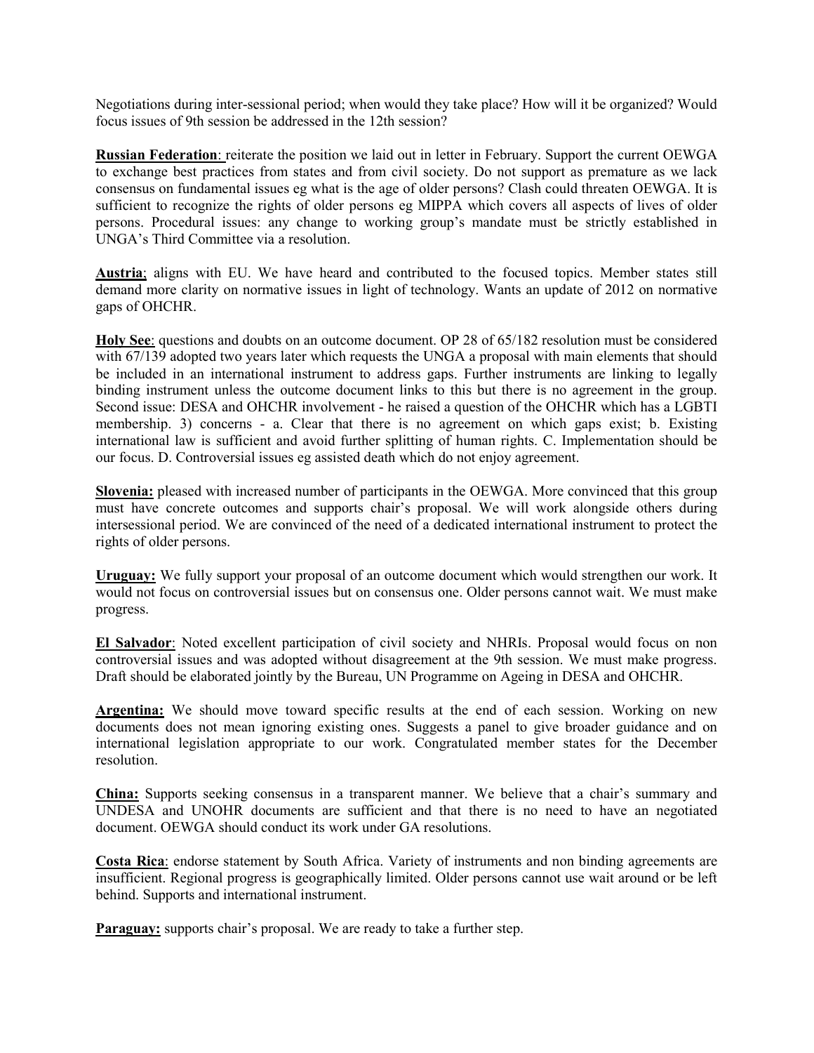Negotiations during inter-sessional period; when would they take place? How will it be organized? Would focus issues of 9th session be addressed in the 12th session?

**Russian Federation**: reiterate the position we laid out in letter in February. Support the current OEWGA to exchange best practices from states and from civil society. Do not support as premature as we lack consensus on fundamental issues eg what is the age of older persons? Clash could threaten OEWGA. It is sufficient to recognize the rights of older persons eg MIPPA which covers all aspects of lives of older persons. Procedural issues: any change to working group's mandate must be strictly established in UNGA's Third Committee via a resolution.

**Austria**; aligns with EU. We have heard and contributed to the focused topics. Member states still demand more clarity on normative issues in light of technology. Wants an update of 2012 on normative gaps of OHCHR.

**Holy See**: questions and doubts on an outcome document. OP 28 of 65/182 resolution must be considered with 67/139 adopted two years later which requests the UNGA a proposal with main elements that should be included in an international instrument to address gaps. Further instruments are linking to legally binding instrument unless the outcome document links to this but there is no agreement in the group. Second issue: DESA and OHCHR involvement - he raised a question of the OHCHR which has a LGBTI membership. 3) concerns - a. Clear that there is no agreement on which gaps exist; b. Existing international law is sufficient and avoid further splitting of human rights. C. Implementation should be our focus. D. Controversial issues eg assisted death which do not enjoy agreement.

**Slovenia:** pleased with increased number of participants in the OEWGA. More convinced that this group must have concrete outcomes and supports chair's proposal. We will work alongside others during intersessional period. We are convinced of the need of a dedicated international instrument to protect the rights of older persons.

**Uruguay:** We fully support your proposal of an outcome document which would strengthen our work. It would not focus on controversial issues but on consensus one. Older persons cannot wait. We must make progress.

**El Salvador**: Noted excellent participation of civil society and NHRIs. Proposal would focus on non controversial issues and was adopted without disagreement at the 9th session. We must make progress. Draft should be elaborated jointly by the Bureau, UN Programme on Ageing in DESA and OHCHR.

**Argentina:** We should move toward specific results at the end of each session. Working on new documents does not mean ignoring existing ones. Suggests a panel to give broader guidance and on international legislation appropriate to our work. Congratulated member states for the December resolution.

**China:** Supports seeking consensus in a transparent manner. We believe that a chair's summary and UNDESA and UNOHR documents are sufficient and that there is no need to have an negotiated document. OEWGA should conduct its work under GA resolutions.

**Costa Rica**: endorse statement by South Africa. Variety of instruments and non binding agreements are insufficient. Regional progress is geographically limited. Older persons cannot use wait around or be left behind. Supports and international instrument.

**Paraguay:** supports chair's proposal. We are ready to take a further step.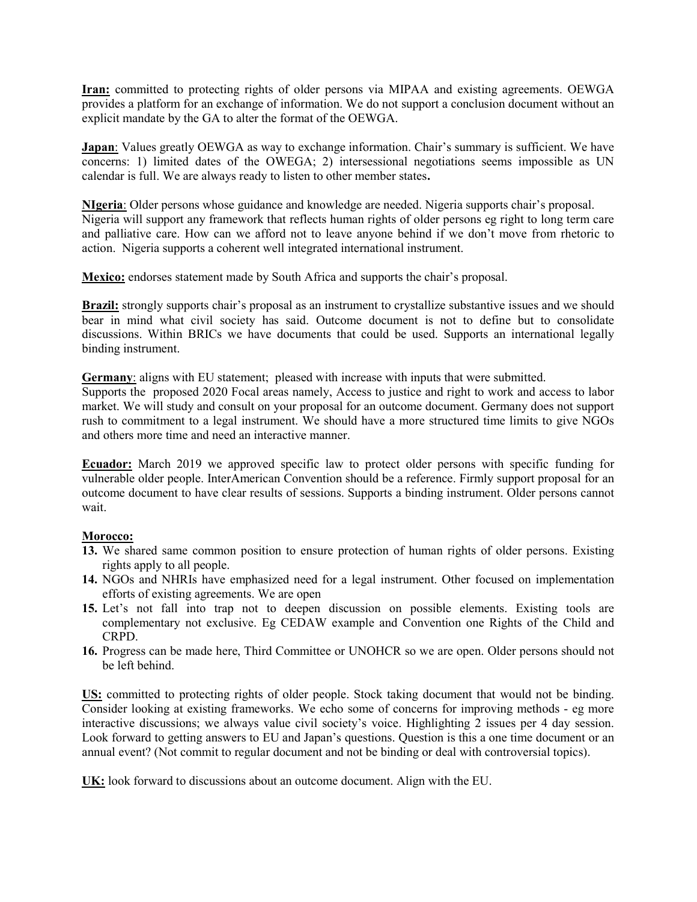**Iran:** committed to protecting rights of older persons via MIPAA and existing agreements. OEWGA provides a platform for an exchange of information. We do not support a conclusion document without an explicit mandate by the GA to alter the format of the OEWGA.

**Japan**: Values greatly OEWGA as way to exchange information. Chair's summary is sufficient. We have concerns: 1) limited dates of the OWEGA; 2) intersessional negotiations seems impossible as UN calendar is full. We are always ready to listen to other member states**.**

**NIgeria**: Older persons whose guidance and knowledge are needed. Nigeria supports chair's proposal. Nigeria will support any framework that reflects human rights of older persons eg right to long term care and palliative care. How can we afford not to leave anyone behind if we don't move from rhetoric to action. Nigeria supports a coherent well integrated international instrument.

**Mexico:** endorses statement made by South Africa and supports the chair's proposal.

**Brazil:** strongly supports chair's proposal as an instrument to crystallize substantive issues and we should bear in mind what civil society has said. Outcome document is not to define but to consolidate discussions. Within BRICs we have documents that could be used. Supports an international legally binding instrument.

**Germany**: aligns with EU statement; pleased with increase with inputs that were submitted.
Supports the proposed 2020 Focal areas namely, Access to justice and right to work and access to labor market. We will study and consult on your proposal for an outcome document. Germany does not support rush to commitment to a legal instrument. We should have a more structured time limits to give NGOs and others more time and need an interactive manner.

**Ecuador:** March 2019 we approved specific law to protect older persons with specific funding for vulnerable older people. InterAmerican Convention should be a reference. Firmly support proposal for an outcome document to have clear results of sessions. Supports a binding instrument. Older persons cannot wait.

**Morocco:**

13. We shared same common position to ensure protection of human rights of older persons. Existing rights apply to all people.
14. NGOs and NHRIs have emphasized need for a legal instrument. Other focused on implementation efforts of existing agreements. We are open
15. Let's not fall into trap not to deepen discussion on possible elements. Existing tools are complementary not exclusive. Eg CEDAW example and Convention one Rights of the Child and CRPD.
16. Progress can be made here, Third Committee or UNOHCR so we are open. Older persons should not be left behind.

**US:** committed to protecting rights of older people. Stock taking document that would not be binding. Consider looking at existing frameworks. We echo some of concerns for improving methods - eg more interactive discussions; we always value civil society's voice. Highlighting 2 issues per 4 day session. Look forward to getting answers to EU and Japan's questions. Question is this a one time document or an annual event? (Not commit to regular document and not be binding or deal with controversial topics).

**UK:** look forward to discussions about an outcome document. Align with the EU.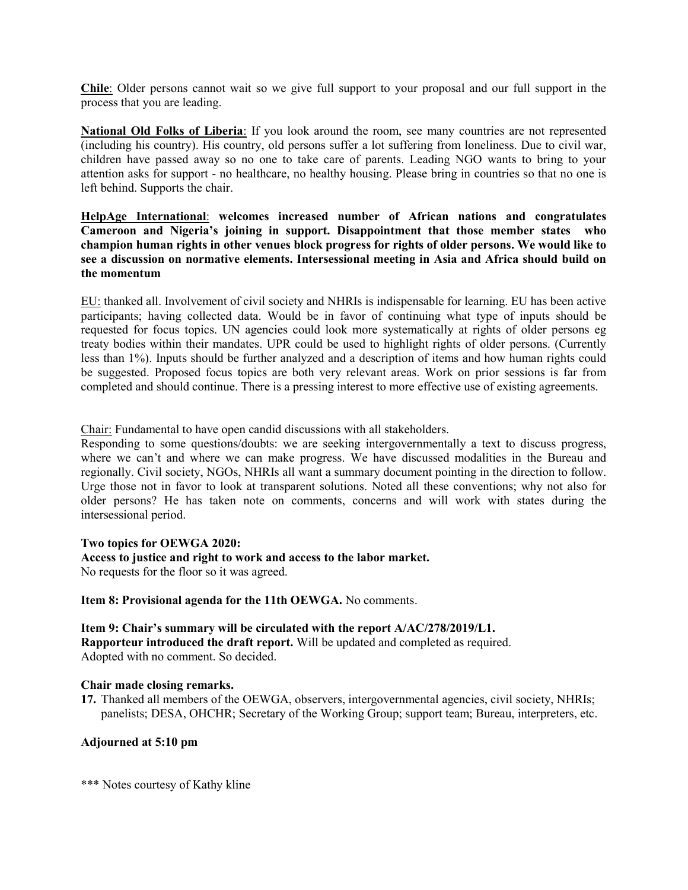**Chile**: Older persons cannot wait so we give full support to your proposal and our full support in the process that you are leading.

**National Old Folks of Liberia**: If you look around the room, see many countries are not represented (including his country). His country, old persons suffer a lot suffering from loneliness. Due to civil war, children have passed away so no one to take care of parents. Leading NGO wants to bring to your attention asks for support - no healthcare, no healthy housing. Please bring in countries so that no one is left behind. Supports the chair.

**HelpAge International**: **welcomes increased number of African nations and congratulates Cameroon and Nigeria's joining in support. Disappointment that those member states who champion human rights in other venues block progress for rights of older persons. We would like to see a discussion on normative elements. Intersessional meeting in Asia and Africa should build on the momentum**

EU: thanked all. Involvement of civil society and NHRIs is indispensable for learning. EU has been active participants; having collected data. Would be in favor of continuing what type of inputs should be requested for focus topics. UN agencies could look more systematically at rights of older persons eg treaty bodies within their mandates. UPR could be used to highlight rights of older persons. (Currently less than 1%). Inputs should be further analyzed and a description of items and how human rights could be suggested. Proposed focus topics are both very relevant areas. Work on prior sessions is far from completed and should continue. There is a pressing interest to more effective use of existing agreements.

Chair: Fundamental to have open candid discussions with all stakeholders.
Responding to some questions/doubts: we are seeking intergovernmentally a text to discuss progress, where we can't and where we can make progress. We have discussed modalities in the Bureau and regionally. Civil society, NGOs, NHRIs all want a summary document pointing in the direction to follow. Urge those not in favor to look at transparent solutions. Noted all these conventions; why not also for older persons? He has taken note on comments, concerns and will work with states during the intersessional period.

**Two topics for OEWGA 2020:**
**Access to justice and right to work and access to the labor market.**
No requests for the floor so it was agreed.

**Item 8: Provisional agenda for the 11th OEWGA.** No comments.

**Item 9: Chair's summary will be circulated with the report A/AC/278/2019/L1.**
**Rapporteur introduced the draft report.** Will be updated and completed as required.
Adopted with no comment. So decided.

**Chair made closing remarks.**

17. Thanked all members of the OEWGA, observers, intergovernmental agencies, civil society, NHRIs; panelists; DESA, OHCHR; Secretary of the Working Group; support team; Bureau, interpreters, etc.

**Adjourned at 5:10 pm**

*** Notes courtesy of Kathy kline